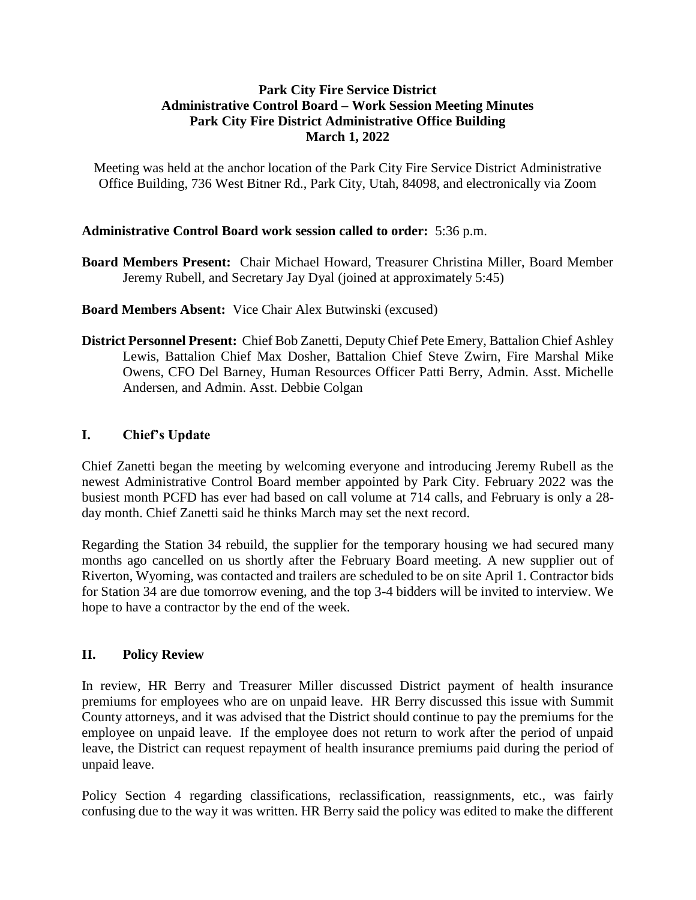# Park City Fire Service District
## Administrative Control Board – Work Session Meeting Minutes
## Park City Fire District Administrative Office Building
## March 1, 2022

Meeting was held at the anchor location of the Park City Fire Service District Administrative Office Building, 736 West Bitner Rd., Park City, Utah, 84098, and electronically via Zoom

**Administrative Control Board work session called to order:** 5:36 p.m.

**Board Members Present:** Chair Michael Howard, Treasurer Christina Miller, Board Member Jeremy Rubell, and Secretary Jay Dyal (joined at approximately 5:45)

**Board Members Absent:** Vice Chair Alex Butwinski (excused)

**District Personnel Present:** Chief Bob Zanetti, Deputy Chief Pete Emery, Battalion Chief Ashley Lewis, Battalion Chief Max Dosher, Battalion Chief Steve Zwirn, Fire Marshal Mike Owens, CFO Del Barney, Human Resources Officer Patti Berry, Admin. Asst. Michelle Andersen, and Admin. Asst. Debbie Colgan

## I. Chief's Update

Chief Zanetti began the meeting by welcoming everyone and introducing Jeremy Rubell as the newest Administrative Control Board member appointed by Park City. February 2022 was the busiest month PCFD has ever had based on call volume at 714 calls, and February is only a 28-day month. Chief Zanetti said he thinks March may set the next record.

Regarding the Station 34 rebuild, the supplier for the temporary housing we had secured many months ago cancelled on us shortly after the February Board meeting. A new supplier out of Riverton, Wyoming, was contacted and trailers are scheduled to be on site April 1. Contractor bids for Station 34 are due tomorrow evening, and the top 3-4 bidders will be invited to interview. We hope to have a contractor by the end of the week.

## II. Policy Review

In review, HR Berry and Treasurer Miller discussed District payment of health insurance premiums for employees who are on unpaid leave. HR Berry discussed this issue with Summit County attorneys, and it was advised that the District should continue to pay the premiums for the employee on unpaid leave. If the employee does not return to work after the period of unpaid leave, the District can request repayment of health insurance premiums paid during the period of unpaid leave.

Policy Section 4 regarding classifications, reclassification, reassignments, etc., was fairly confusing due to the way it was written. HR Berry said the policy was edited to make the different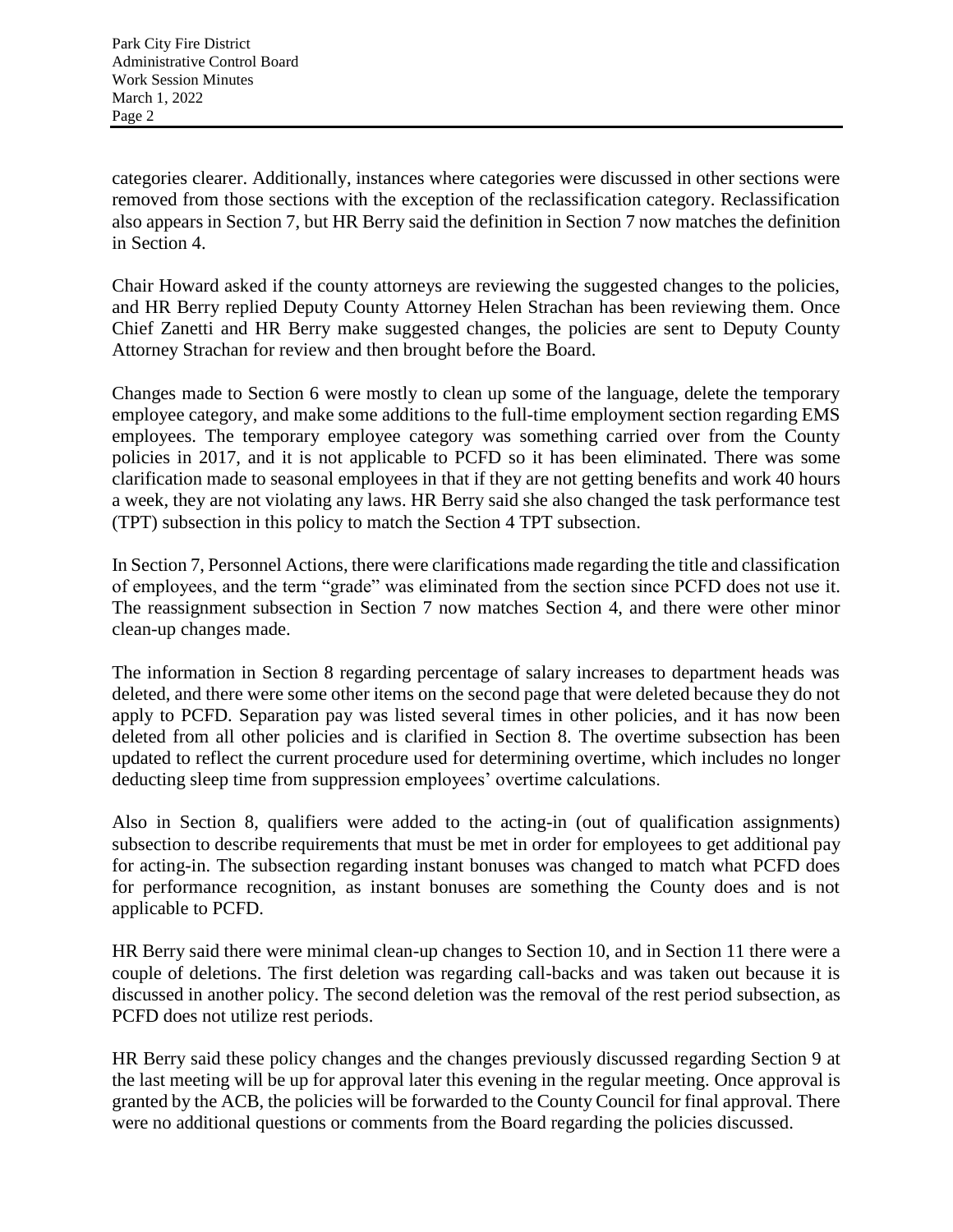categories clearer. Additionally, instances where categories were discussed in other sections were removed from those sections with the exception of the reclassification category. Reclassification also appears in Section 7, but HR Berry said the definition in Section 7 now matches the definition in Section 4.

Chair Howard asked if the county attorneys are reviewing the suggested changes to the policies, and HR Berry replied Deputy County Attorney Helen Strachan has been reviewing them. Once Chief Zanetti and HR Berry make suggested changes, the policies are sent to Deputy County Attorney Strachan for review and then brought before the Board.

Changes made to Section 6 were mostly to clean up some of the language, delete the temporary employee category, and make some additions to the full-time employment section regarding EMS employees. The temporary employee category was something carried over from the County policies in 2017, and it is not applicable to PCFD so it has been eliminated. There was some clarification made to seasonal employees in that if they are not getting benefits and work 40 hours a week, they are not violating any laws. HR Berry said she also changed the task performance test (TPT) subsection in this policy to match the Section 4 TPT subsection.

In Section 7, Personnel Actions, there were clarifications made regarding the title and classification of employees, and the term "grade" was eliminated from the section since PCFD does not use it. The reassignment subsection in Section 7 now matches Section 4, and there were other minor clean-up changes made.

The information in Section 8 regarding percentage of salary increases to department heads was deleted, and there were some other items on the second page that were deleted because they do not apply to PCFD. Separation pay was listed several times in other policies, and it has now been deleted from all other policies and is clarified in Section 8. The overtime subsection has been updated to reflect the current procedure used for determining overtime, which includes no longer deducting sleep time from suppression employees' overtime calculations.

Also in Section 8, qualifiers were added to the acting-in (out of qualification assignments) subsection to describe requirements that must be met in order for employees to get additional pay for acting-in. The subsection regarding instant bonuses was changed to match what PCFD does for performance recognition, as instant bonuses are something the County does and is not applicable to PCFD.

HR Berry said there were minimal clean-up changes to Section 10, and in Section 11 there were a couple of deletions. The first deletion was regarding call-backs and was taken out because it is discussed in another policy. The second deletion was the removal of the rest period subsection, as PCFD does not utilize rest periods.

HR Berry said these policy changes and the changes previously discussed regarding Section 9 at the last meeting will be up for approval later this evening in the regular meeting. Once approval is granted by the ACB, the policies will be forwarded to the County Council for final approval. There were no additional questions or comments from the Board regarding the policies discussed.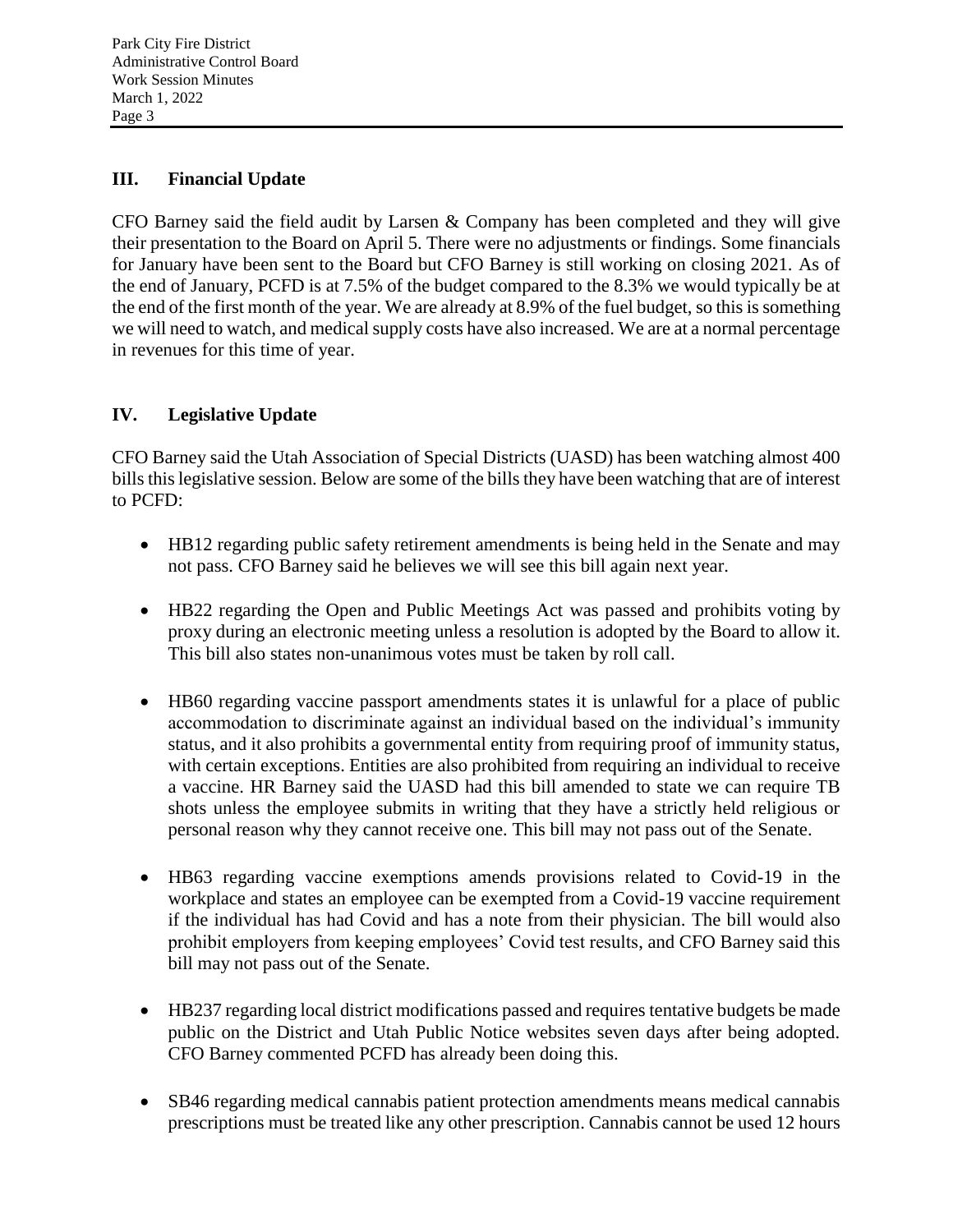## III. Financial Update

CFO Barney said the field audit by Larsen & Company has been completed and they will give their presentation to the Board on April 5. There were no adjustments or findings. Some financials for January have been sent to the Board but CFO Barney is still working on closing 2021. As of the end of January, PCFD is at 7.5% of the budget compared to the 8.3% we would typically be at the end of the first month of the year. We are already at 8.9% of the fuel budget, so this is something we will need to watch, and medical supply costs have also increased. We are at a normal percentage in revenues for this time of year.

## IV. Legislative Update

CFO Barney said the Utah Association of Special Districts (UASD) has been watching almost 400 bills this legislative session. Below are some of the bills they have been watching that are of interest to PCFD:

- HB12 regarding public safety retirement amendments is being held in the Senate and may not pass. CFO Barney said he believes we will see this bill again next year.

- HB22 regarding the Open and Public Meetings Act was passed and prohibits voting by proxy during an electronic meeting unless a resolution is adopted by the Board to allow it. This bill also states non-unanimous votes must be taken by roll call.

- HB60 regarding vaccine passport amendments states it is unlawful for a place of public accommodation to discriminate against an individual based on the individual's immunity status, and it also prohibits a governmental entity from requiring proof of immunity status, with certain exceptions. Entities are also prohibited from requiring an individual to receive a vaccine. HR Barney said the UASD had this bill amended to state we can require TB shots unless the employee submits in writing that they have a strictly held religious or personal reason why they cannot receive one. This bill may not pass out of the Senate.

- HB63 regarding vaccine exemptions amends provisions related to Covid-19 in the workplace and states an employee can be exempted from a Covid-19 vaccine requirement if the individual has had Covid and has a note from their physician. The bill would also prohibit employers from keeping employees' Covid test results, and CFO Barney said this bill may not pass out of the Senate.

- HB237 regarding local district modifications passed and requires tentative budgets be made public on the District and Utah Public Notice websites seven days after being adopted. CFO Barney commented PCFD has already been doing this.

- SB46 regarding medical cannabis patient protection amendments means medical cannabis prescriptions must be treated like any other prescription. Cannabis cannot be used 12 hours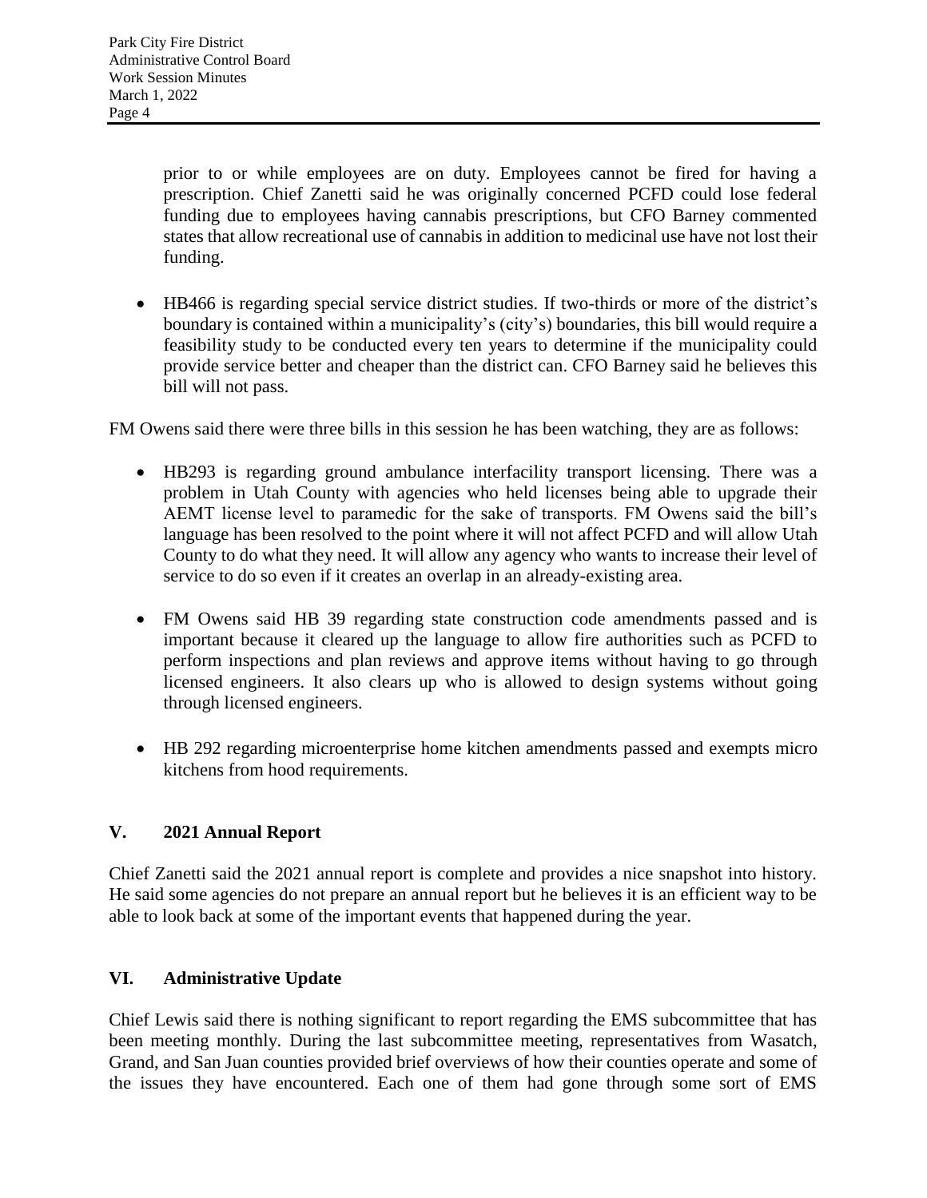prior to or while employees are on duty. Employees cannot be fired for having a prescription. Chief Zanetti said he was originally concerned PCFD could lose federal funding due to employees having cannabis prescriptions, but CFO Barney commented states that allow recreational use of cannabis in addition to medicinal use have not lost their funding.

- HB466 is regarding special service district studies. If two-thirds or more of the district's boundary is contained within a municipality's (city's) boundaries, this bill would require a feasibility study to be conducted every ten years to determine if the municipality could provide service better and cheaper than the district can. CFO Barney said he believes this bill will not pass.

FM Owens said there were three bills in this session he has been watching, they are as follows:

- HB293 is regarding ground ambulance interfacility transport licensing. There was a problem in Utah County with agencies who held licenses being able to upgrade their AEMT license level to paramedic for the sake of transports. FM Owens said the bill's language has been resolved to the point where it will not affect PCFD and will allow Utah County to do what they need. It will allow any agency who wants to increase their level of service to do so even if it creates an overlap in an already-existing area.

- FM Owens said HB 39 regarding state construction code amendments passed and is important because it cleared up the language to allow fire authorities such as PCFD to perform inspections and plan reviews and approve items without having to go through licensed engineers. It also clears up who is allowed to design systems without going through licensed engineers.

- HB 292 regarding microenterprise home kitchen amendments passed and exempts micro kitchens from hood requirements.

## V. 2021 Annual Report

Chief Zanetti said the 2021 annual report is complete and provides a nice snapshot into history. He said some agencies do not prepare an annual report but he believes it is an efficient way to be able to look back at some of the important events that happened during the year.

## VI. Administrative Update

Chief Lewis said there is nothing significant to report regarding the EMS subcommittee that has been meeting monthly. During the last subcommittee meeting, representatives from Wasatch, Grand, and San Juan counties provided brief overviews of how their counties operate and some of the issues they have encountered. Each one of them had gone through some sort of EMS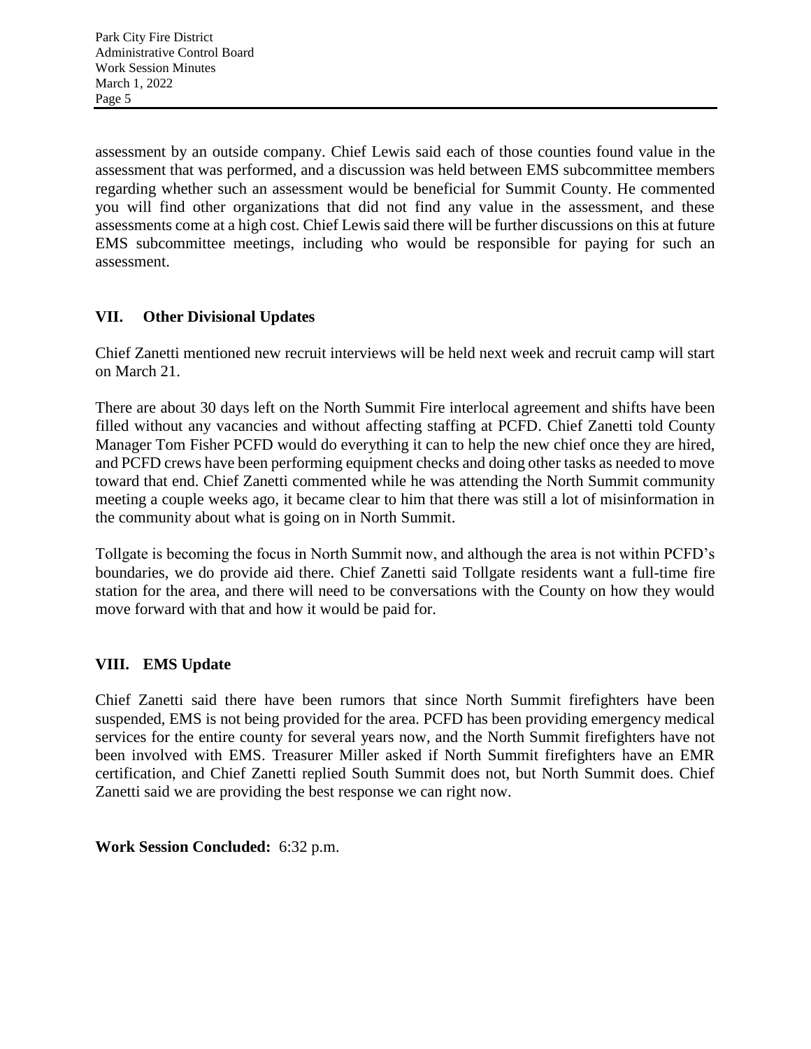assessment by an outside company. Chief Lewis said each of those counties found value in the assessment that was performed, and a discussion was held between EMS subcommittee members regarding whether such an assessment would be beneficial for Summit County. He commented you will find other organizations that did not find any value in the assessment, and these assessments come at a high cost. Chief Lewis said there will be further discussions on this at future EMS subcommittee meetings, including who would be responsible for paying for such an assessment.

## VII. Other Divisional Updates

Chief Zanetti mentioned new recruit interviews will be held next week and recruit camp will start on March 21.

There are about 30 days left on the North Summit Fire interlocal agreement and shifts have been filled without any vacancies and without affecting staffing at PCFD. Chief Zanetti told County Manager Tom Fisher PCFD would do everything it can to help the new chief once they are hired, and PCFD crews have been performing equipment checks and doing other tasks as needed to move toward that end. Chief Zanetti commented while he was attending the North Summit community meeting a couple weeks ago, it became clear to him that there was still a lot of misinformation in the community about what is going on in North Summit.

Tollgate is becoming the focus in North Summit now, and although the area is not within PCFD's boundaries, we do provide aid there. Chief Zanetti said Tollgate residents want a full-time fire station for the area, and there will need to be conversations with the County on how they would move forward with that and how it would be paid for.

## VIII. EMS Update

Chief Zanetti said there have been rumors that since North Summit firefighters have been suspended, EMS is not being provided for the area. PCFD has been providing emergency medical services for the entire county for several years now, and the North Summit firefighters have not been involved with EMS. Treasurer Miller asked if North Summit firefighters have an EMR certification, and Chief Zanetti replied South Summit does not, but North Summit does. Chief Zanetti said we are providing the best response we can right now.

**Work Session Concluded:** 6:32 p.m.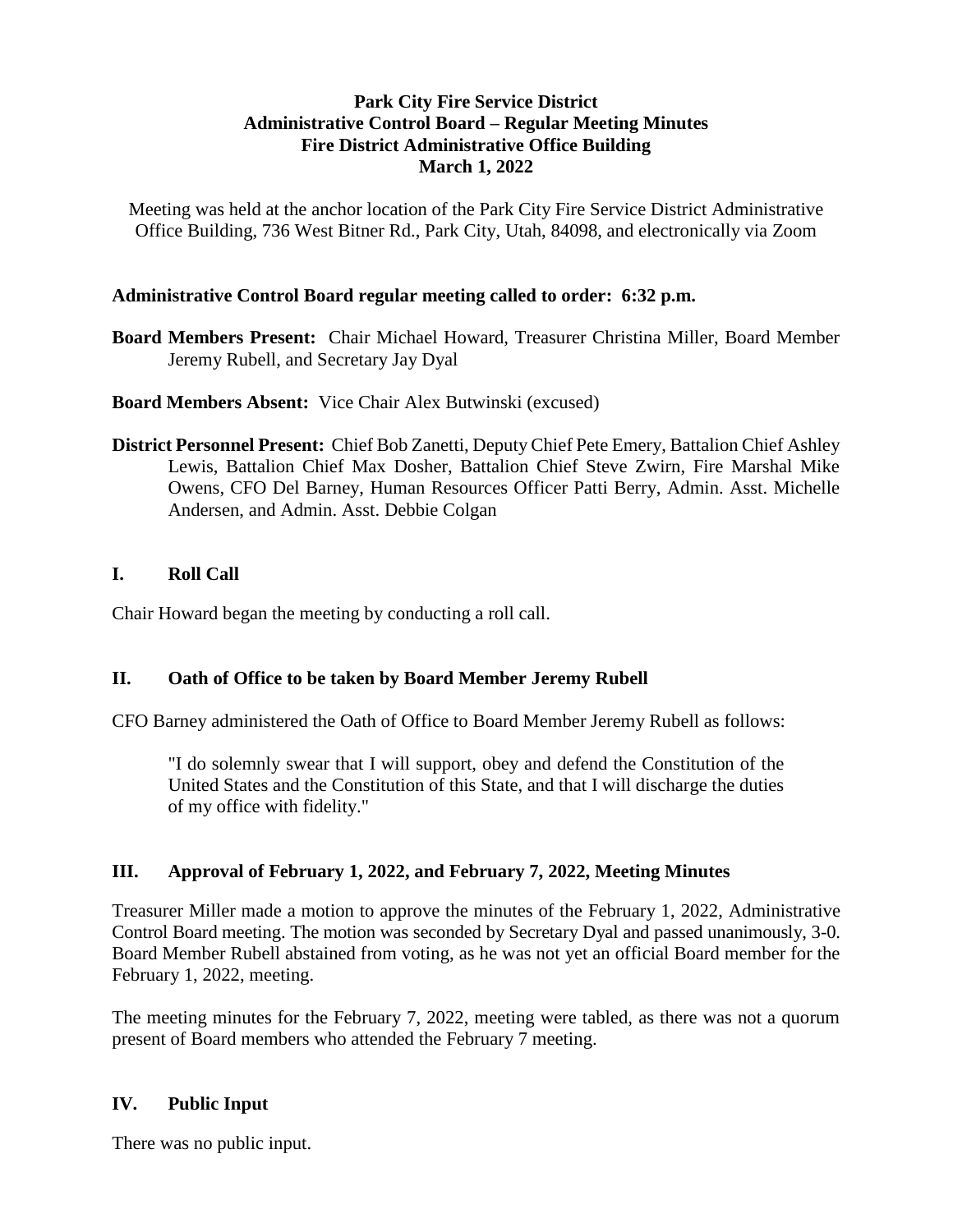**Park City Fire Service District**
**Administrative Control Board – Regular Meeting Minutes**
**Fire District Administrative Office Building**
**March 1, 2022**

Meeting was held at the anchor location of the Park City Fire Service District Administrative Office Building, 736 West Bitner Rd., Park City, Utah, 84098, and electronically via Zoom

**Administrative Control Board regular meeting called to order: 6:32 p.m.**

**Board Members Present:** Chair Michael Howard, Treasurer Christina Miller, Board Member Jeremy Rubell, and Secretary Jay Dyal

**Board Members Absent:** Vice Chair Alex Butwinski (excused)

**District Personnel Present:** Chief Bob Zanetti, Deputy Chief Pete Emery, Battalion Chief Ashley Lewis, Battalion Chief Max Dosher, Battalion Chief Steve Zwirn, Fire Marshal Mike Owens, CFO Del Barney, Human Resources Officer Patti Berry, Admin. Asst. Michelle Andersen, and Admin. Asst. Debbie Colgan

## I. Roll Call

Chair Howard began the meeting by conducting a roll call.

## II. Oath of Office to be taken by Board Member Jeremy Rubell

CFO Barney administered the Oath of Office to Board Member Jeremy Rubell as follows:

> "I do solemnly swear that I will support, obey and defend the Constitution of the United States and the Constitution of this State, and that I will discharge the duties of my office with fidelity."

## III. Approval of February 1, 2022, and February 7, 2022, Meeting Minutes

Treasurer Miller made a motion to approve the minutes of the February 1, 2022, Administrative Control Board meeting. The motion was seconded by Secretary Dyal and passed unanimously, 3-0. Board Member Rubell abstained from voting, as he was not yet an official Board member for the February 1, 2022, meeting.

The meeting minutes for the February 7, 2022, meeting were tabled, as there was not a quorum present of Board members who attended the February 7 meeting.

## IV. Public Input

There was no public input.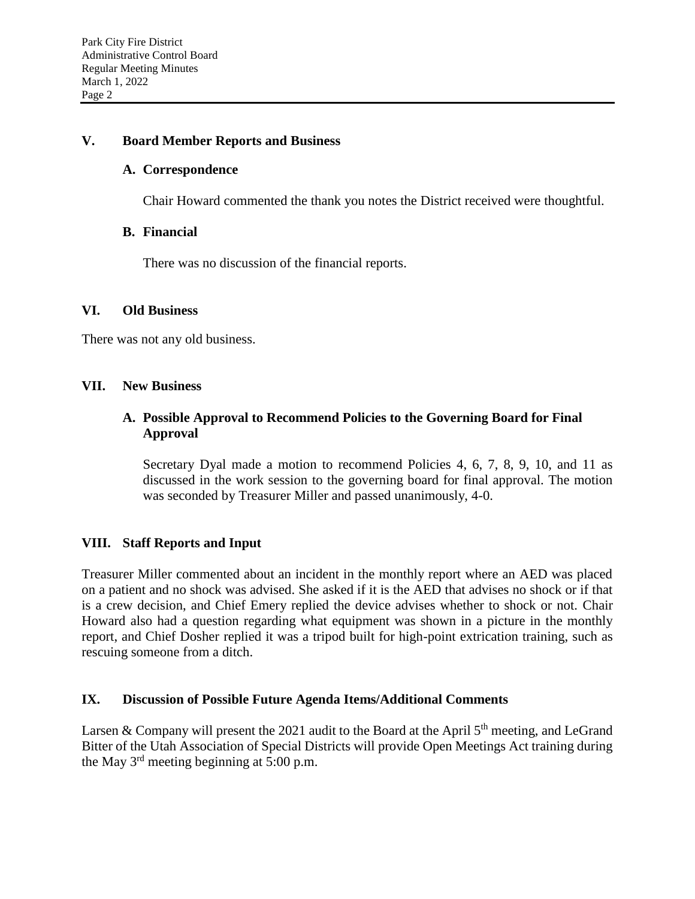## V. Board Member Reports and Business

### A. Correspondence

Chair Howard commented the thank you notes the District received were thoughtful.

### B. Financial

There was no discussion of the financial reports.

## VI. Old Business

There was not any old business.

## VII. New Business

### A. Possible Approval to Recommend Policies to the Governing Board for Final Approval

Secretary Dyal made a motion to recommend Policies 4, 6, 7, 8, 9, 10, and 11 as discussed in the work session to the governing board for final approval. The motion was seconded by Treasurer Miller and passed unanimously, 4-0.

## VIII. Staff Reports and Input

Treasurer Miller commented about an incident in the monthly report where an AED was placed on a patient and no shock was advised. She asked if it is the AED that advises no shock or if that is a crew decision, and Chief Emery replied the device advises whether to shock or not. Chair Howard also had a question regarding what equipment was shown in a picture in the monthly report, and Chief Dosher replied it was a tripod built for high-point extrication training, such as rescuing someone from a ditch.

## IX. Discussion of Possible Future Agenda Items/Additional Comments

Larsen & Company will present the 2021 audit to the Board at the April 5th meeting, and LeGrand Bitter of the Utah Association of Special Districts will provide Open Meetings Act training during the May 3rd meeting beginning at 5:00 p.m.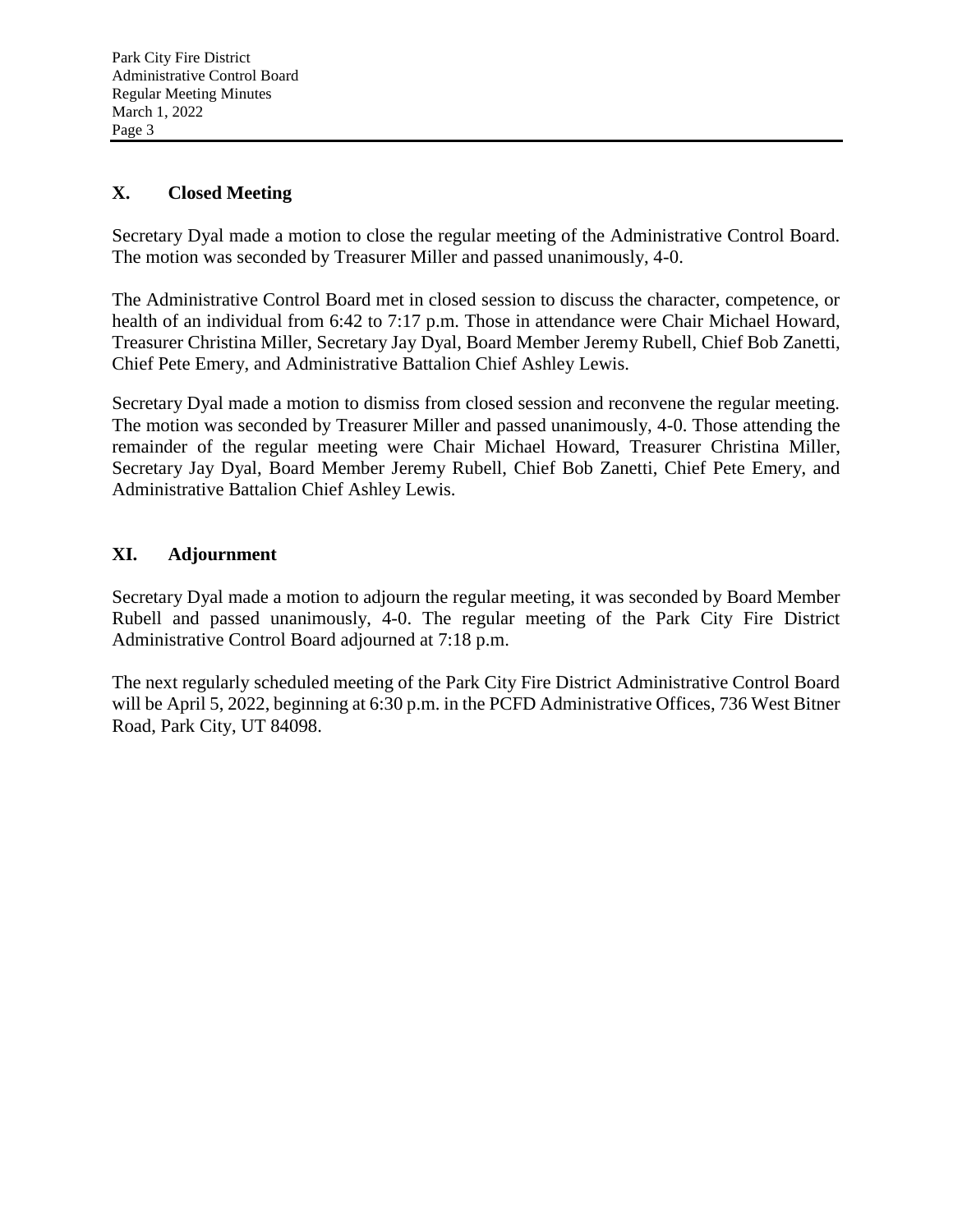## X. Closed Meeting

Secretary Dyal made a motion to close the regular meeting of the Administrative Control Board. The motion was seconded by Treasurer Miller and passed unanimously, 4-0.

The Administrative Control Board met in closed session to discuss the character, competence, or health of an individual from 6:42 to 7:17 p.m. Those in attendance were Chair Michael Howard, Treasurer Christina Miller, Secretary Jay Dyal, Board Member Jeremy Rubell, Chief Bob Zanetti, Chief Pete Emery, and Administrative Battalion Chief Ashley Lewis.

Secretary Dyal made a motion to dismiss from closed session and reconvene the regular meeting. The motion was seconded by Treasurer Miller and passed unanimously, 4-0. Those attending the remainder of the regular meeting were Chair Michael Howard, Treasurer Christina Miller, Secretary Jay Dyal, Board Member Jeremy Rubell, Chief Bob Zanetti, Chief Pete Emery, and Administrative Battalion Chief Ashley Lewis.

## XI. Adjournment

Secretary Dyal made a motion to adjourn the regular meeting, it was seconded by Board Member Rubell and passed unanimously, 4-0. The regular meeting of the Park City Fire District Administrative Control Board adjourned at 7:18 p.m.

The next regularly scheduled meeting of the Park City Fire District Administrative Control Board will be April 5, 2022, beginning at 6:30 p.m. in the PCFD Administrative Offices, 736 West Bitner Road, Park City, UT 84098.